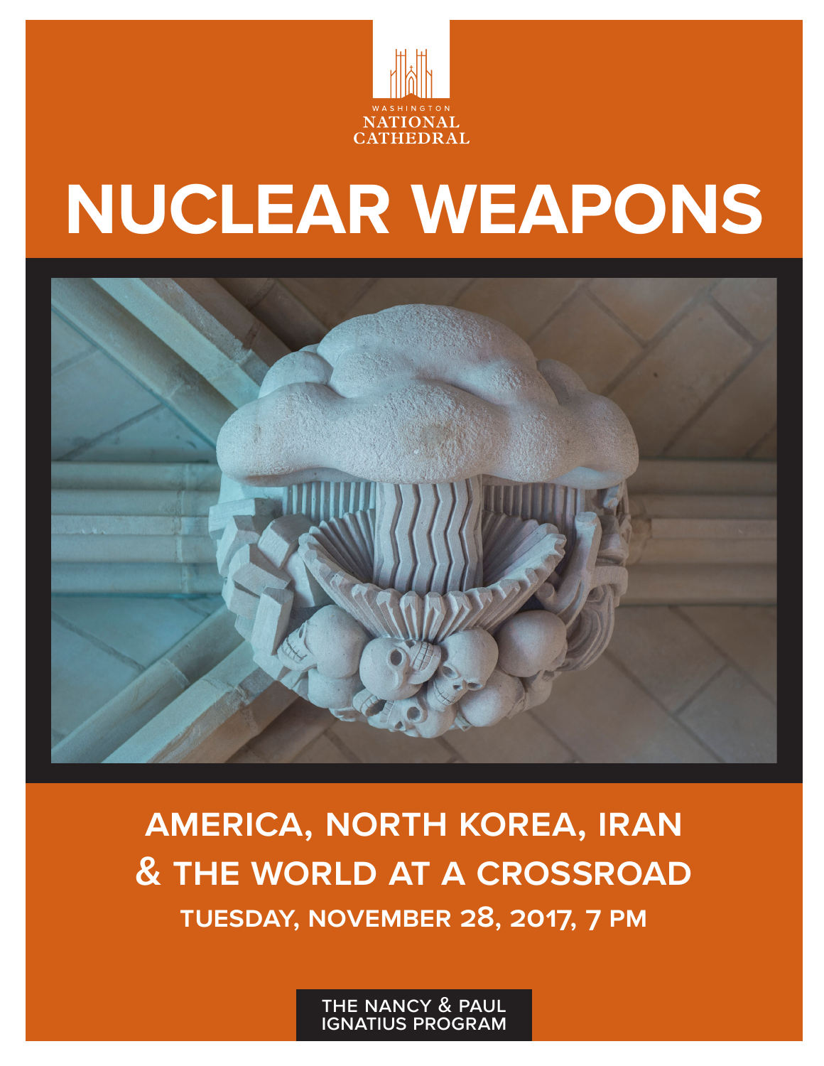WASHINGTON NATIONAL CATHEDRAL

# NUCLEAR WEAPONS

## AMERICA, NORTH KOREA, IRAN & THE WORLD AT A CROSSROAD

**TUESDAY, NOVEMBER 28, 2017, 7 PM**

THE NANCY & PAUL IGNATIUS PROGRAM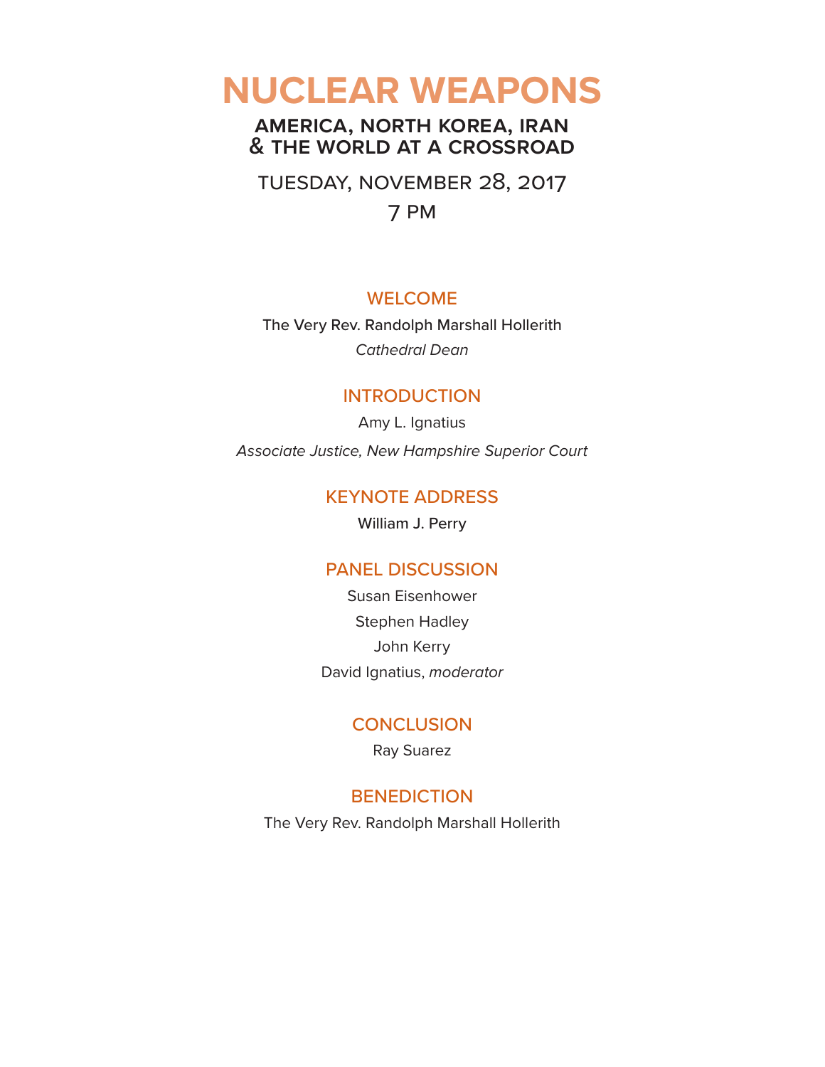# NUCLEAR WEAPONS

## AMERICA, NORTH KOREA, IRAN & THE WORLD AT A CROSSROAD

TUESDAY, NOVEMBER 28, 2017

7 PM

### WELCOME

The Very Rev. Randolph Marshall Hollerith

*Cathedral Dean*

### INTRODUCTION

Amy L. Ignatius

*Associate Justice, New Hampshire Superior Court*

### KEYNOTE ADDRESS

William J. Perry

### PANEL DISCUSSION

Susan Eisenhower

Stephen Hadley

John Kerry

David Ignatius, *moderator*

### CONCLUSION

Ray Suarez

### BENEDICTION

The Very Rev. Randolph Marshall Hollerith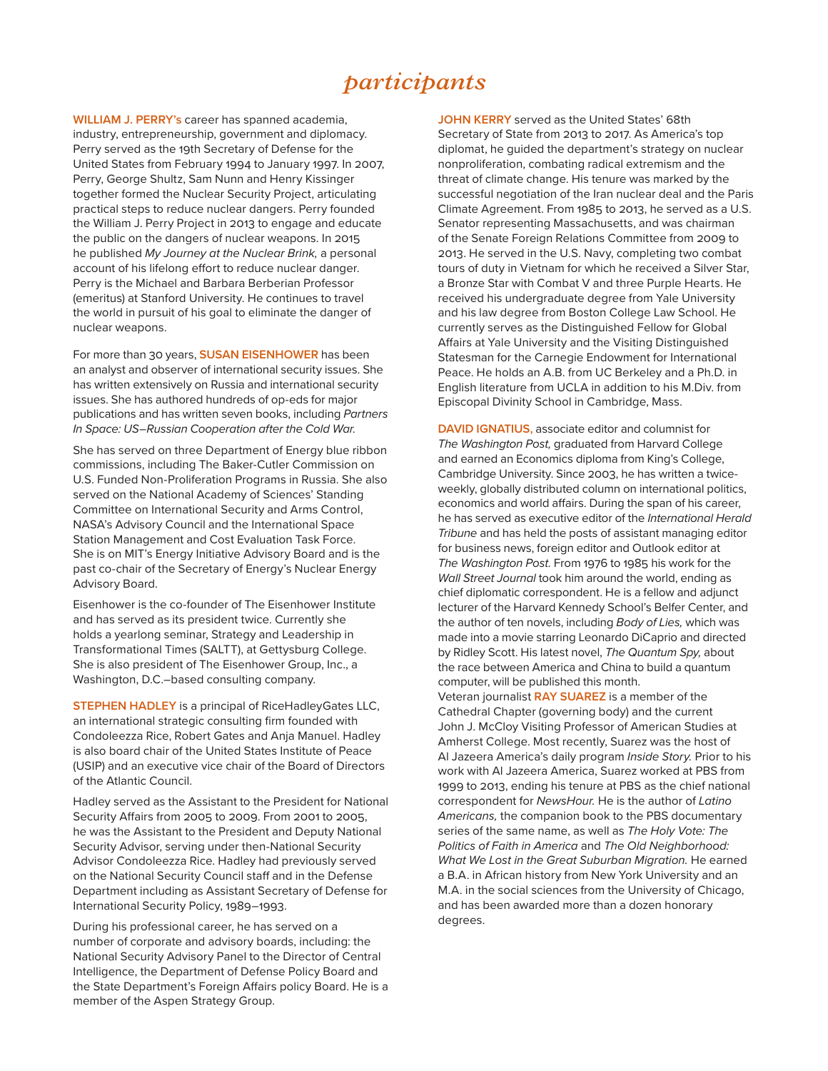# participants

**WILLIAM J. PERRY's** career has spanned academia, industry, entrepreneurship, government and diplomacy. Perry served as the 19th Secretary of Defense for the United States from February 1994 to January 1997. In 2007, Perry, George Shultz, Sam Nunn and Henry Kissinger together formed the Nuclear Security Project, articulating practical steps to reduce nuclear dangers. Perry founded the William J. Perry Project in 2013 to engage and educate the public on the dangers of nuclear weapons. In 2015 he published *My Journey at the Nuclear Brink,* a personal account of his lifelong effort to reduce nuclear danger. Perry is the Michael and Barbara Berberian Professor (emeritus) at Stanford University. He continues to travel the world in pursuit of his goal to eliminate the danger of nuclear weapons.

For more than 30 years, **SUSAN EISENHOWER** has been an analyst and observer of international security issues. She has written extensively on Russia and international security issues. She has authored hundreds of op-eds for major publications and has written seven books, including *Partners In Space: US–Russian Cooperation after the Cold War.*

She has served on three Department of Energy blue ribbon commissions, including The Baker-Cutler Commission on U.S. Funded Non-Proliferation Programs in Russia. She also served on the National Academy of Sciences' Standing Committee on International Security and Arms Control, NASA's Advisory Council and the International Space Station Management and Cost Evaluation Task Force. She is on MIT's Energy Initiative Advisory Board and is the past co-chair of the Secretary of Energy's Nuclear Energy Advisory Board.

Eisenhower is the co-founder of The Eisenhower Institute and has served as its president twice. Currently she holds a yearlong seminar, Strategy and Leadership in Transformational Times (SALTT), at Gettysburg College. She is also president of The Eisenhower Group, Inc., a Washington, D.C.–based consulting company.

**STEPHEN HADLEY** is a principal of RiceHadleyGates LLC, an international strategic consulting firm founded with Condoleezza Rice, Robert Gates and Anja Manuel. Hadley is also board chair of the United States Institute of Peace (USIP) and an executive vice chair of the Board of Directors of the Atlantic Council.

Hadley served as the Assistant to the President for National Security Affairs from 2005 to 2009. From 2001 to 2005, he was the Assistant to the President and Deputy National Security Advisor, serving under then-National Security Advisor Condoleezza Rice. Hadley had previously served on the National Security Council staff and in the Defense Department including as Assistant Secretary of Defense for International Security Policy, 1989–1993.

During his professional career, he has served on a number of corporate and advisory boards, including: the National Security Advisory Panel to the Director of Central Intelligence, the Department of Defense Policy Board and the State Department's Foreign Affairs policy Board. He is a member of the Aspen Strategy Group.

**JOHN KERRY** served as the United States' 68th Secretary of State from 2013 to 2017. As America's top diplomat, he guided the department's strategy on nuclear nonproliferation, combating radical extremism and the threat of climate change. His tenure was marked by the successful negotiation of the Iran nuclear deal and the Paris Climate Agreement. From 1985 to 2013, he served as a U.S. Senator representing Massachusetts, and was chairman of the Senate Foreign Relations Committee from 2009 to 2013. He served in the U.S. Navy, completing two combat tours of duty in Vietnam for which he received a Silver Star, a Bronze Star with Combat V and three Purple Hearts. He received his undergraduate degree from Yale University and his law degree from Boston College Law School. He currently serves as the Distinguished Fellow for Global Affairs at Yale University and the Visiting Distinguished Statesman for the Carnegie Endowment for International Peace. He holds an A.B. from UC Berkeley and a Ph.D. in English literature from UCLA in addition to his M.Div. from Episcopal Divinity School in Cambridge, Mass.

**DAVID IGNATIUS,** associate editor and columnist for *The Washington Post,* graduated from Harvard College and earned an Economics diploma from King's College, Cambridge University. Since 2003, he has written a twice-weekly, globally distributed column on international politics, economics and world affairs. During the span of his career, he has served as executive editor of the *International Herald Tribune* and has held the posts of assistant managing editor for business news, foreign editor and Outlook editor at *The Washington Post.* From 1976 to 1985 his work for the *Wall Street Journal* took him around the world, ending as chief diplomatic correspondent. He is a fellow and adjunct lecturer of the Harvard Kennedy School's Belfer Center, and the author of ten novels, including *Body of Lies,* which was made into a movie starring Leonardo DiCaprio and directed by Ridley Scott. His latest novel, *The Quantum Spy,* about the race between America and China to build a quantum computer, will be published this month.

Veteran journalist **RAY SUAREZ** is a member of the Cathedral Chapter (governing body) and the current John J. McCloy Visiting Professor of American Studies at Amherst College. Most recently, Suarez was the host of Al Jazeera America's daily program *Inside Story.* Prior to his work with Al Jazeera America, Suarez worked at PBS from 1999 to 2013, ending his tenure at PBS as the chief national correspondent for *NewsHour.* He is the author of *Latino Americans,* the companion book to the PBS documentary series of the same name, as well as *The Holy Vote: The Politics of Faith in America* and *The Old Neighborhood: What We Lost in the Great Suburban Migration.* He earned a B.A. in African history from New York University and an M.A. in the social sciences from the University of Chicago, and has been awarded more than a dozen honorary degrees.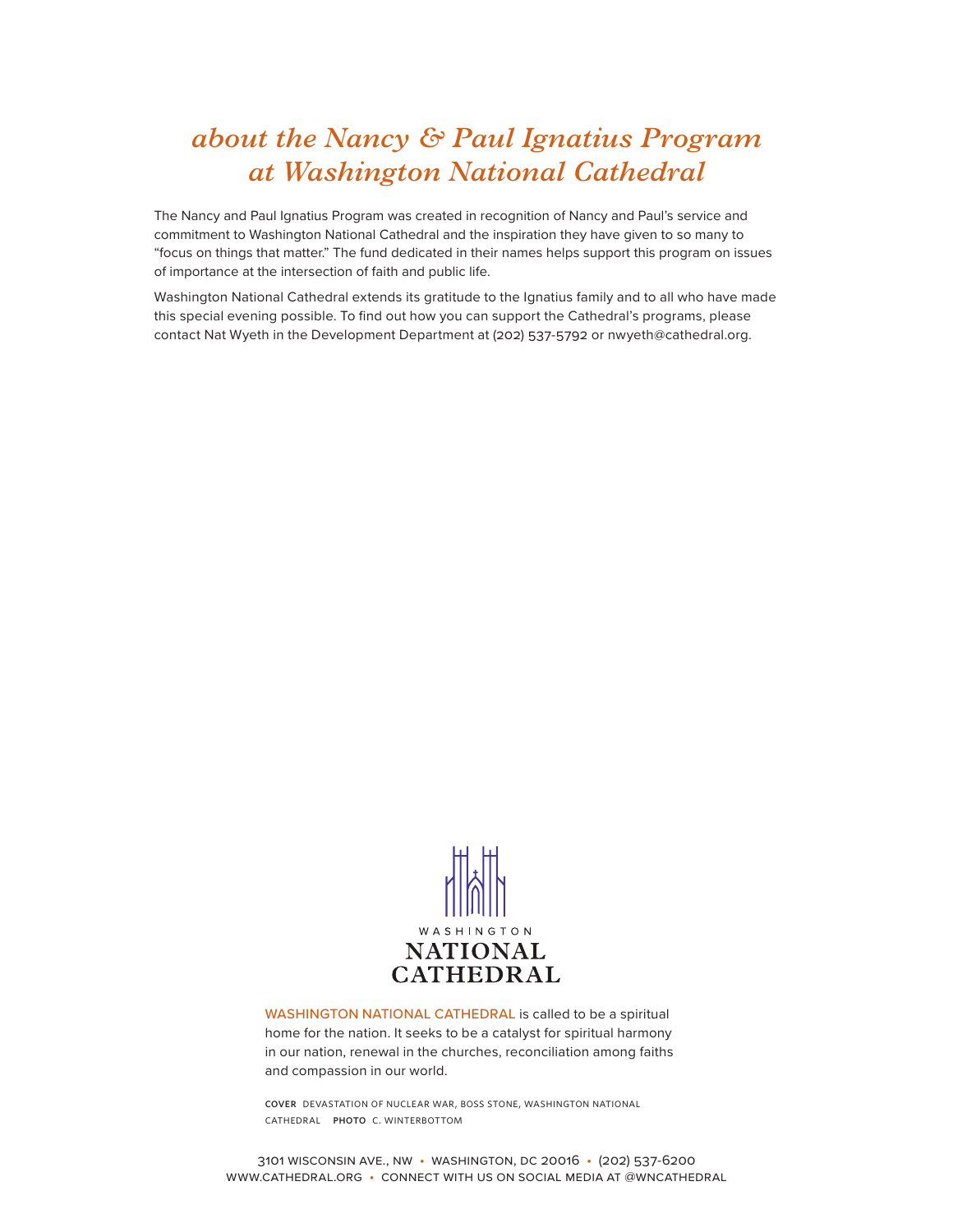# *about the Nancy & Paul Ignatius Program at Washington National Cathedral*

The Nancy and Paul Ignatius Program was created in recognition of Nancy and Paul's service and commitment to Washington National Cathedral and the inspiration they have given to so many to "focus on things that matter." The fund dedicated in their names helps support this program on issues of importance at the intersection of faith and public life.

Washington National Cathedral extends its gratitude to the Ignatius family and to all who have made this special evening possible. To find out how you can support the Cathedral's programs, please contact Nat Wyeth in the Development Department at (202) 537-5792 or nwyeth@cathedral.org.

WASHINGTON
NATIONAL
CATHEDRAL

WASHINGTON NATIONAL CATHEDRAL is called to be a spiritual home for the nation. It seeks to be a catalyst for spiritual harmony in our nation, renewal in the churches, reconciliation among faiths and compassion in our world.

**COVER** DEVASTATION OF NUCLEAR WAR, BOSS STONE, WASHINGTON NATIONAL CATHEDRAL **PHOTO** C. WINTERBOTTOM

3101 WISCONSIN AVE., NW • WASHINGTON, DC 20016 • (202) 537-6200
WWW.CATHEDRAL.ORG • CONNECT WITH US ON SOCIAL MEDIA AT @WNCATHEDRAL